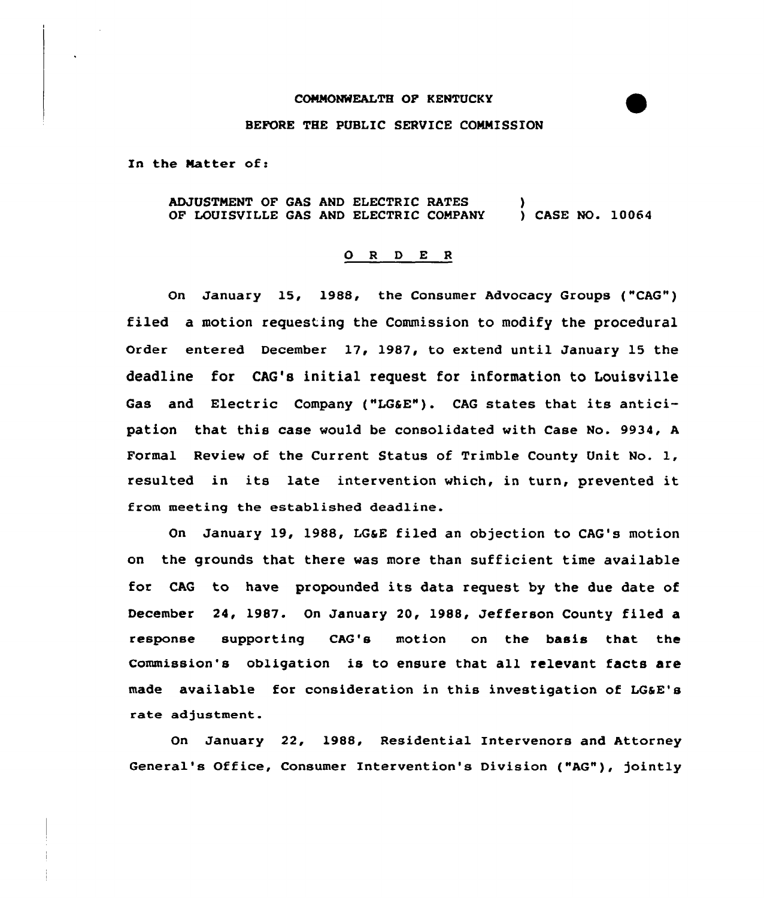COMMONWEALTH OF KENTUCKY

BEFORE THE PUBLIC SERVICE COMMISSION

In the Matter of:

ADJUSTMENT OF GAS AND ELECTRIC RATES OF LOUISVILLE GAS AND ELECTRIC COMPANY ) CASE NO. 10064

O R D E R

On January 15, 1988, the Consumer Advocacy Groups ("CAG") filed a motion requesting the Commission to modify the procedural Order entered December 17, 1987, to extend until January 15 the deadline for CAG's initial request for information to Louisville Gas and Electric Company ("LG&E"). CAG states that its anticipation that this case would be consolidated with Case No. 9934, A Formal Review of the Current Status of Trimble County Unit No. 1, resulted in its late intervention which, in turn, prevented it from meeting the established deadline.

On January 19, 1988, LG&E filed an objection to CAG's motion on the grounds that there was more than sufficient time available for CAG to have propounded its data request by the due date of December 24, 1987. On January 20, 1988, Jefferson County filed a response supporting CAG's motion on the basis that the Commission's obligation is to ensure that all relevant facts are made available for consideration in this investigation of LG&E's rate adjustment.

On January 22, 1988, Residential Intervenors and Attorney General's Office, Consumer Intervention's Division ("AG"), jointly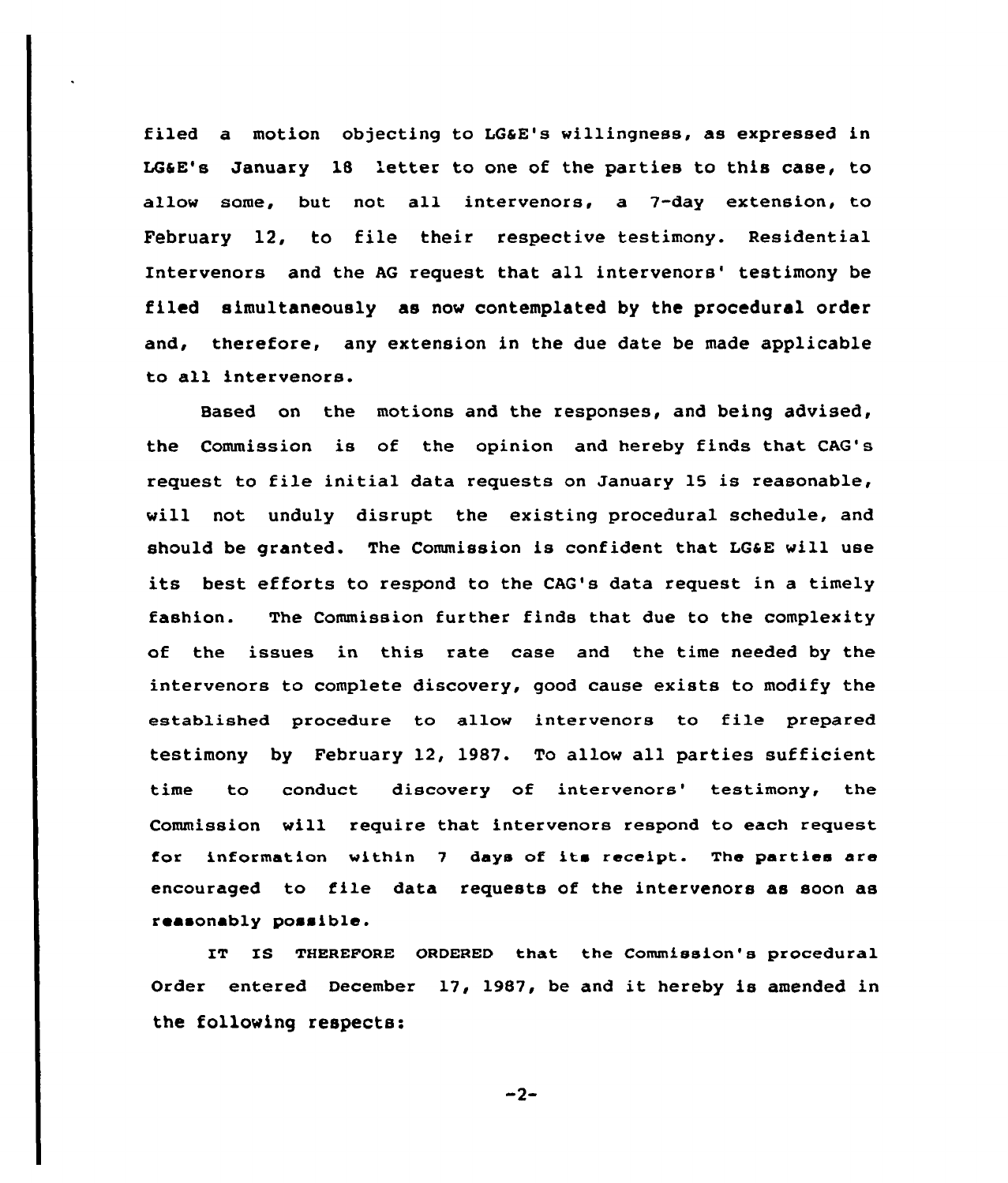filed a motion objecting to LG&E's willingness, as expressed in LG&E's January 18 letter to one of the parties to this case, to allow some, but not all intervenors, a 7-day extension, to February 12, to file their respective testimony. Residential Intervenors and the AG request that all intervenors' testimony be filed simultaneously as now contemplated by the procedural order and, therefore, any extension in the due date be made applicable to all intervenors.

Based on the motions and the responses, and being advised, the Commission is of the opinion and hereby finds that CAG's request to file initial data requests on January 15 is reasonable, will not unduly disrupt the existing procedural schedule, and should be granted. The Commission is confident that LG&E will use its best efforts to respond to the CAG's data request in a timely fashion. The Commission further finds that due to the complexity of the issues in this rate case and the time needed by the intervenors to complete discovery, good cause exists to modify the established procedure to allow intervenors to file prepared testimony by February 12, 1987. To allow all parties sufficient time to conduct discovery of intervenors' testimony, the Commission will require that intervenors respond to each request for information within 7 days of its receipt. The parties are encouraged to file data requests of the intervenors as soon as reasonably possible.

IT IS THEREFORE ORDERED that the Commission's procedural Order entered December 17, 1987, be and it hereby is amended in the following respects: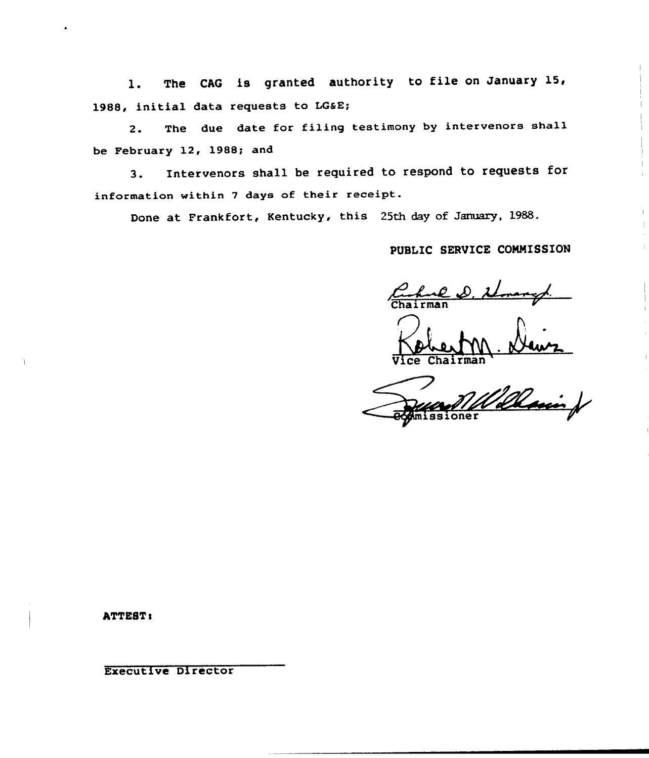1. The CAG is granted authority to file on January 15, 1988, initial data requests to LG&E;

2. The due date for filing testimony by intervenors shall be February 12, 1988; and

3. Intervenors shall be required to respond to requests for information within 7 days of their receipt.

Done at Frankfort, Kentucky, this 25th day of January, 1988.

PUBLIC SERVICE COMMISSION

Chairman

Vice Chairman

Commissioner

ATTEST:

Executive Director